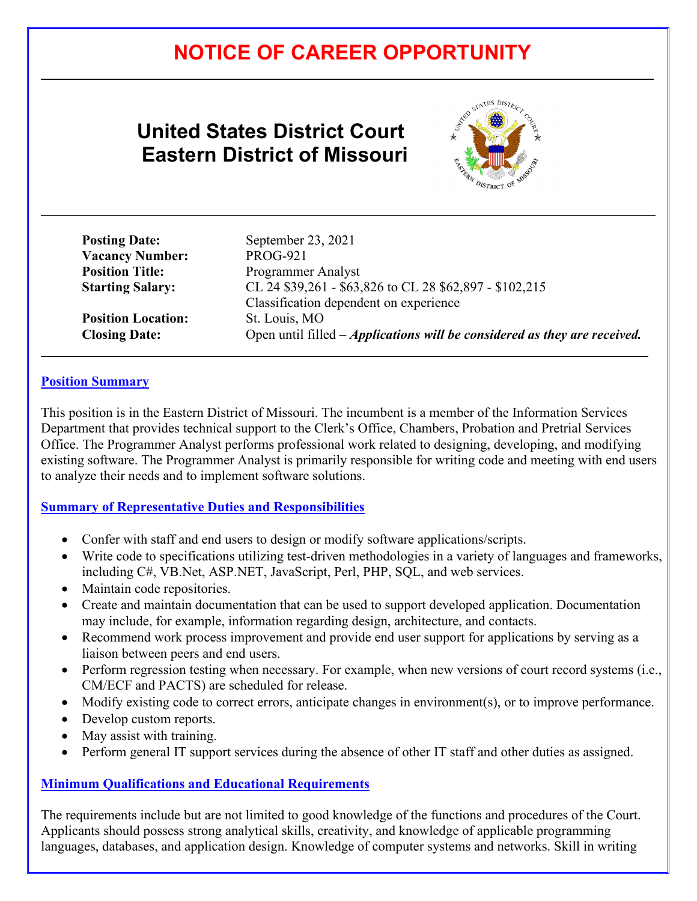# NOTICE OF CAREER OPPORTUNITY

## United States District Court Eastern District of Missouri

**Posting Date:** September 23, 2021

**Vacancy Number:** PROG-921

**Position Title:** Programmer Analyst

**Starting Salary:** CL 24 $39,261 - $63,826 to CL 28 $62,897 - $102,215
Classification dependent on experience

**Position Location:** St. Louis, MO

**Closing Date:** Open until filled – ***Applications will be considered as they are received.***

---

### Position Summary

This position is in the Eastern District of Missouri. The incumbent is a member of the Information Services Department that provides technical support to the Clerk's Office, Chambers, Probation and Pretrial Services Office. The Programmer Analyst performs professional work related to designing, developing, and modifying existing software. The Programmer Analyst is primarily responsible for writing code and meeting with end users to analyze their needs and to implement software solutions.

### Summary of Representative Duties and Responsibilities

- Confer with staff and end users to design or modify software applications/scripts.
- Write code to specifications utilizing test-driven methodologies in a variety of languages and frameworks, including C#, VB.Net, ASP.NET, JavaScript, Perl, PHP, SQL, and web services.
- Maintain code repositories.
- Create and maintain documentation that can be used to support developed application. Documentation may include, for example, information regarding design, architecture, and contacts.
- Recommend work process improvement and provide end user support for applications by serving as a liaison between peers and end users.
- Perform regression testing when necessary. For example, when new versions of court record systems (i.e., CM/ECF and PACTS) are scheduled for release.
- Modify existing code to correct errors, anticipate changes in environment(s), or to improve performance.
- Develop custom reports.
- May assist with training.
- Perform general IT support services during the absence of other IT staff and other duties as assigned.

### Minimum Qualifications and Educational Requirements

The requirements include but are not limited to good knowledge of the functions and procedures of the Court. Applicants should possess strong analytical skills, creativity, and knowledge of applicable programming languages, databases, and application design. Knowledge of computer systems and networks. Skill in writing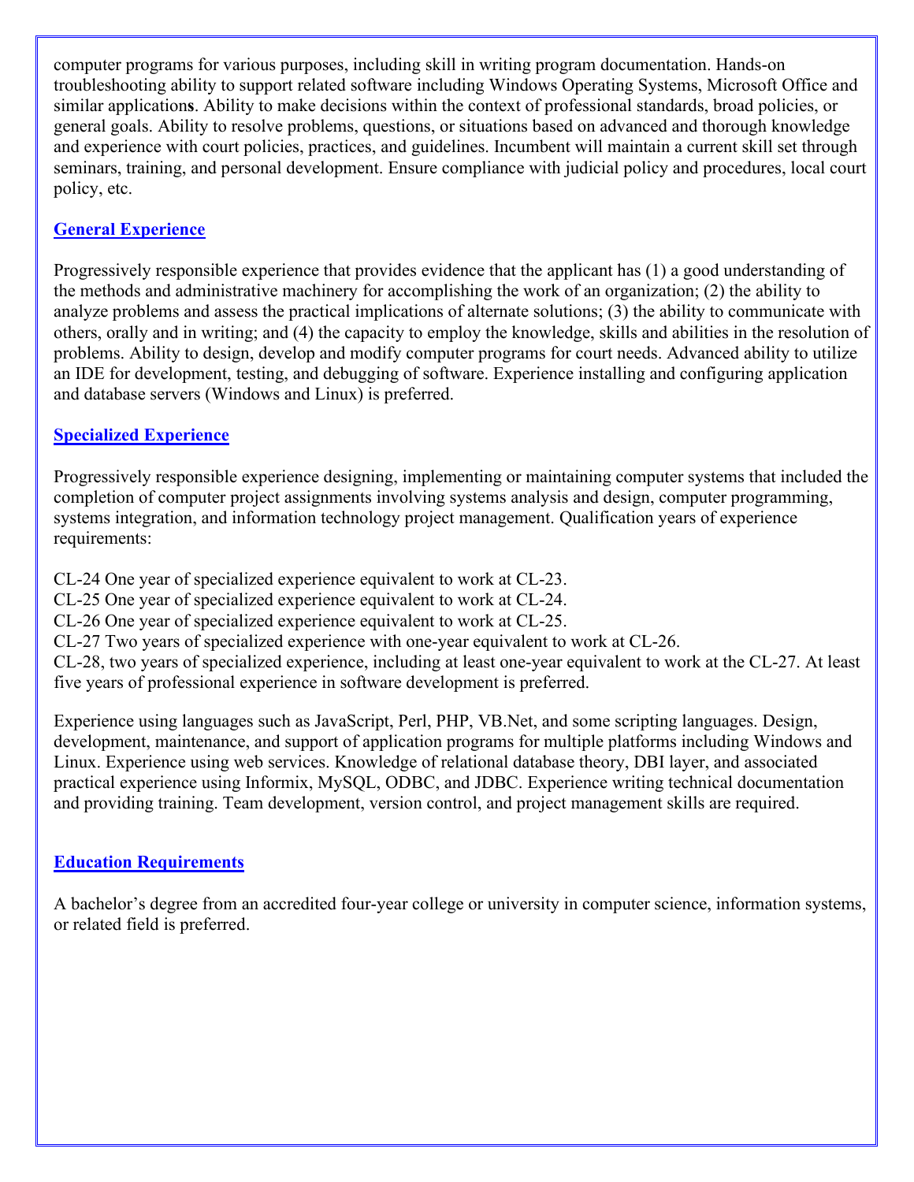computer programs for various purposes, including skill in writing program documentation. Hands-on troubleshooting ability to support related software including Windows Operating Systems, Microsoft Office and similar applications. Ability to make decisions within the context of professional standards, broad policies, or general goals. Ability to resolve problems, questions, or situations based on advanced and thorough knowledge and experience with court policies, practices, and guidelines. Incumbent will maintain a current skill set through seminars, training, and personal development. Ensure compliance with judicial policy and procedures, local court policy, etc.

## General Experience

Progressively responsible experience that provides evidence that the applicant has (1) a good understanding of the methods and administrative machinery for accomplishing the work of an organization; (2) the ability to analyze problems and assess the practical implications of alternate solutions; (3) the ability to communicate with others, orally and in writing; and (4) the capacity to employ the knowledge, skills and abilities in the resolution of problems. Ability to design, develop and modify computer programs for court needs. Advanced ability to utilize an IDE for development, testing, and debugging of software. Experience installing and configuring application and database servers (Windows and Linux) is preferred.

## Specialized Experience

Progressively responsible experience designing, implementing or maintaining computer systems that included the completion of computer project assignments involving systems analysis and design, computer programming, systems integration, and information technology project management. Qualification years of experience requirements:

CL-24 One year of specialized experience equivalent to work at CL-23.
CL-25 One year of specialized experience equivalent to work at CL-24.
CL-26 One year of specialized experience equivalent to work at CL-25.
CL-27 Two years of specialized experience with one-year equivalent to work at CL-26.
CL-28, two years of specialized experience, including at least one-year equivalent to work at the CL-27. At least five years of professional experience in software development is preferred.

Experience using languages such as JavaScript, Perl, PHP, VB.Net, and some scripting languages. Design, development, maintenance, and support of application programs for multiple platforms including Windows and Linux. Experience using web services. Knowledge of relational database theory, DBI layer, and associated practical experience using Informix, MySQL, ODBC, and JDBC. Experience writing technical documentation and providing training. Team development, version control, and project management skills are required.

## Education Requirements

A bachelor's degree from an accredited four-year college or university in computer science, information systems, or related field is preferred.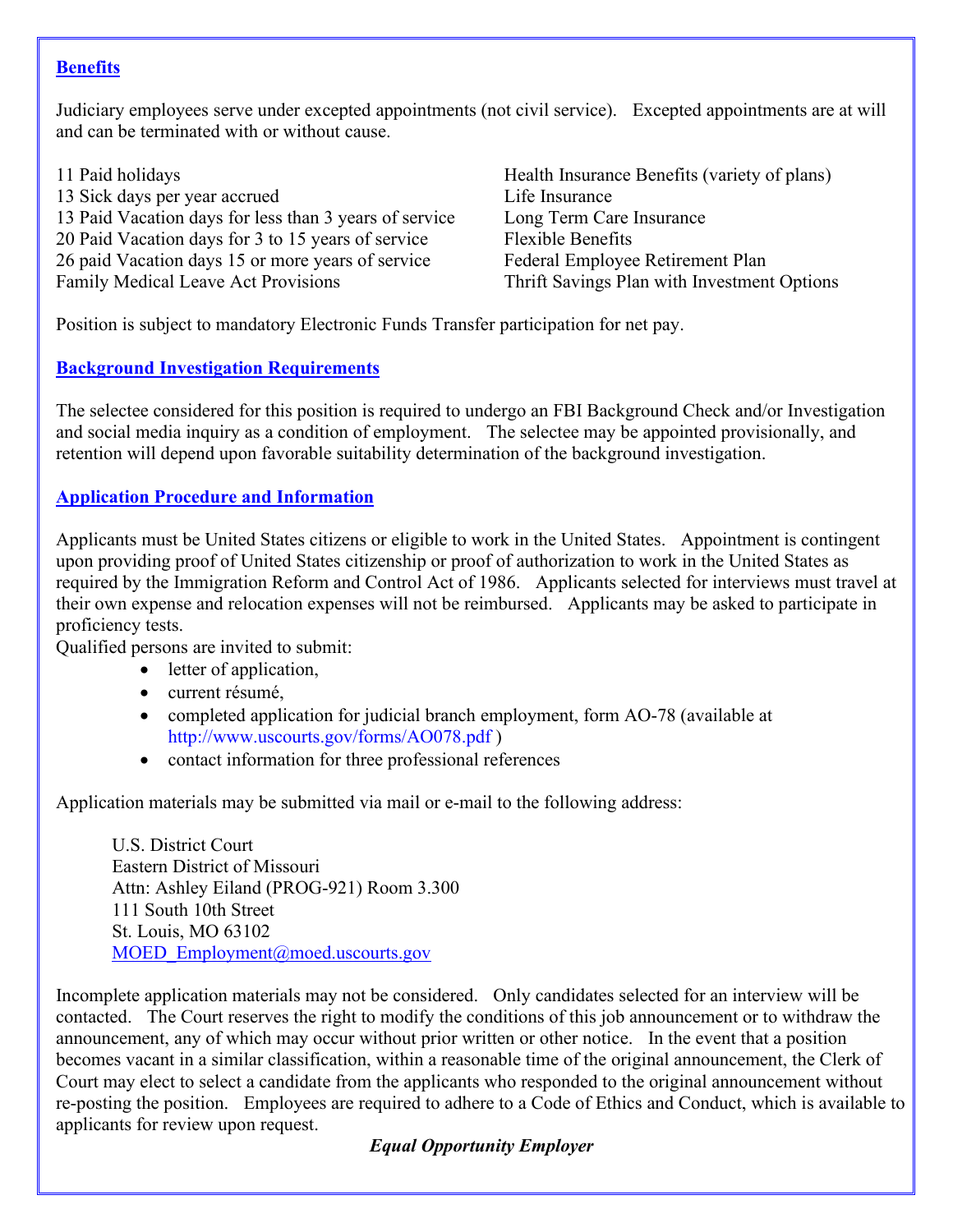## Benefits

Judiciary employees serve under excepted appointments (not civil service). Excepted appointments are at will and can be terminated with or without cause.

- 11 Paid holidays
- 13 Sick days per year accrued
- 13 Paid Vacation days for less than 3 years of service
- 20 Paid Vacation days for 3 to 15 years of service
- 26 paid Vacation days 15 or more years of service
- Family Medical Leave Act Provisions
- Health Insurance Benefits (variety of plans)
- Life Insurance
- Long Term Care Insurance
- Flexible Benefits
- Federal Employee Retirement Plan
- Thrift Savings Plan with Investment Options

Position is subject to mandatory Electronic Funds Transfer participation for net pay.

## Background Investigation Requirements

The selectee considered for this position is required to undergo an FBI Background Check and/or Investigation and social media inquiry as a condition of employment. The selectee may be appointed provisionally, and retention will depend upon favorable suitability determination of the background investigation.

## Application Procedure and Information

Applicants must be United States citizens or eligible to work in the United States. Appointment is contingent upon providing proof of United States citizenship or proof of authorization to work in the United States as required by the Immigration Reform and Control Act of 1986. Applicants selected for interviews must travel at their own expense and relocation expenses will not be reimbursed. Applicants may be asked to participate in proficiency tests.

Qualified persons are invited to submit:

- letter of application,
- current résumé,
- completed application for judicial branch employment, form AO-78 (available at http://www.uscourts.gov/forms/AO078.pdf )
- contact information for three professional references

Application materials may be submitted via mail or e-mail to the following address:

U.S. District Court
Eastern District of Missouri
Attn: Ashley Eiland (PROG-921) Room 3.300
111 South 10th Street
St. Louis, MO 63102
MOED_Employment@moed.uscourts.gov

Incomplete application materials may not be considered. Only candidates selected for an interview will be contacted. The Court reserves the right to modify the conditions of this job announcement or to withdraw the announcement, any of which may occur without prior written or other notice. In the event that a position becomes vacant in a similar classification, within a reasonable time of the original announcement, the Clerk of Court may elect to select a candidate from the applicants who responded to the original announcement without re-posting the position. Employees are required to adhere to a Code of Ethics and Conduct, which is available to applicants for review upon request.

***Equal Opportunity Employer***